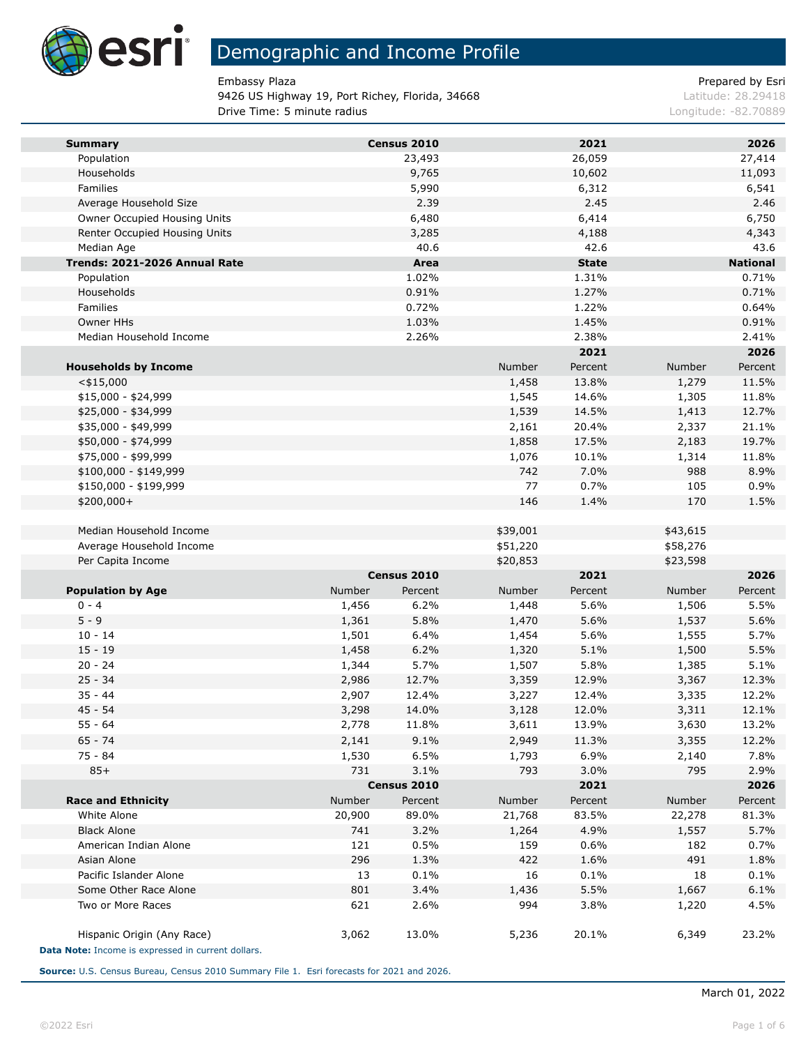# Demographic and Income Profile

Embassy Plaza
9426 US Highway 19, Port Richey, Florida, 34668
Drive Time: 5 minute radius

Prepared by Esri
Latitude: 28.29418
Longitude: -82.70889

| Summary | Census 2010 | 2021 | 2026 |
|---|---|---|---|
| Population | 23,493 | 26,059 | 27,414 |
| Households | 9,765 | 10,602 | 11,093 |
| Families | 5,990 | 6,312 | 6,541 |
| Average Household Size | 2.39 | 2.45 | 2.46 |
| Owner Occupied Housing Units | 6,480 | 6,414 | 6,750 |
| Renter Occupied Housing Units | 3,285 | 4,188 | 4,343 |
| Median Age | 40.6 | 42.6 | 43.6 |

| Trends: 2021-2026 Annual Rate | Area | State | National |
|---|---|---|---|
| Population | 1.02% | 1.31% | 0.71% |
| Households | 0.91% | 1.27% | 0.71% |
| Families | 0.72% | 1.22% | 0.64% |
| Owner HHs | 1.03% | 1.45% | 0.91% |
| Median Household Income | 2.26% | 2.38% | 2.41% |

| | 2021 | | 2026 | |
|---|---|---|---|---|
| **Households by Income** | Number | Percent | Number | Percent |
| <$15,000 | 1,458 | 13.8% | 1,279 | 11.5% |
| $15,000 - $24,999 | 1,545 | 14.6% | 1,305 | 11.8% |
| $25,000 - $34,999 | 1,539 | 14.5% | 1,413 | 12.7% |
| $35,000 - $49,999 | 2,161 | 20.4% | 2,337 | 21.1% |
| $50,000 - $74,999 | 1,858 | 17.5% | 2,183 | 19.7% |
| $75,000 - $99,999 | 1,076 | 10.1% | 1,314 | 11.8% |
| $100,000 - $149,999 | 742 | 7.0% | 988 | 8.9% |
| $150,000 - $199,999 | 77 | 0.7% | 105 | 0.9% |
| $200,000+ | 146 | 1.4% | 170 | 1.5% |
| | | | | |
| Median Household Income | $39,001 | | $43,615 | |
| Average Household Income | $51,220 | | $58,276 | |
| Per Capita Income | $20,853 | | $23,598 | |

| | Census 2010 | | 2021 | | 2026 | |
|---|---|---|---|---|---|---|
| **Population by Age** | Number | Percent | Number | Percent | Number | Percent |
| 0 - 4 | 1,456 | 6.2% | 1,448 | 5.6% | 1,506 | 5.5% |
| 5 - 9 | 1,361 | 5.8% | 1,470 | 5.6% | 1,537 | 5.6% |
| 10 - 14 | 1,501 | 6.4% | 1,454 | 5.6% | 1,555 | 5.7% |
| 15 - 19 | 1,458 | 6.2% | 1,320 | 5.1% | 1,500 | 5.5% |
| 20 - 24 | 1,344 | 5.7% | 1,507 | 5.8% | 1,385 | 5.1% |
| 25 - 34 | 2,986 | 12.7% | 3,359 | 12.9% | 3,367 | 12.3% |
| 35 - 44 | 2,907 | 12.4% | 3,227 | 12.4% | 3,335 | 12.2% |
| 45 - 54 | 3,298 | 14.0% | 3,128 | 12.0% | 3,311 | 12.1% |
| 55 - 64 | 2,778 | 11.8% | 3,611 | 13.9% | 3,630 | 13.2% |
| 65 - 74 | 2,141 | 9.1% | 2,949 | 11.3% | 3,355 | 12.2% |
| 75 - 84 | 1,530 | 6.5% | 1,793 | 6.9% | 2,140 | 7.8% |
| 85+ | 731 | 3.1% | 793 | 3.0% | 795 | 2.9% |

| | Census 2010 | | 2021 | | 2026 | |
|---|---|---|---|---|---|---|
| **Race and Ethnicity** | Number | Percent | Number | Percent | Number | Percent |
| White Alone | 20,900 | 89.0% | 21,768 | 83.5% | 22,278 | 81.3% |
| Black Alone | 741 | 3.2% | 1,264 | 4.9% | 1,557 | 5.7% |
| American Indian Alone | 121 | 0.5% | 159 | 0.6% | 182 | 0.7% |
| Asian Alone | 296 | 1.3% | 422 | 1.6% | 491 | 1.8% |
| Pacific Islander Alone | 13 | 0.1% | 16 | 0.1% | 18 | 0.1% |
| Some Other Race Alone | 801 | 3.4% | 1,436 | 5.5% | 1,667 | 6.1% |
| Two or More Races | 621 | 2.6% | 994 | 3.8% | 1,220 | 4.5% |
| | | | | | | |
| Hispanic Origin (Any Race) | 3,062 | 13.0% | 5,236 | 20.1% | 6,349 | 23.2% |

**Data Note:** Income is expressed in current dollars.

**Source:** U.S. Census Bureau, Census 2010 Summary File 1. Esri forecasts for 2021 and 2026.

March 01, 2022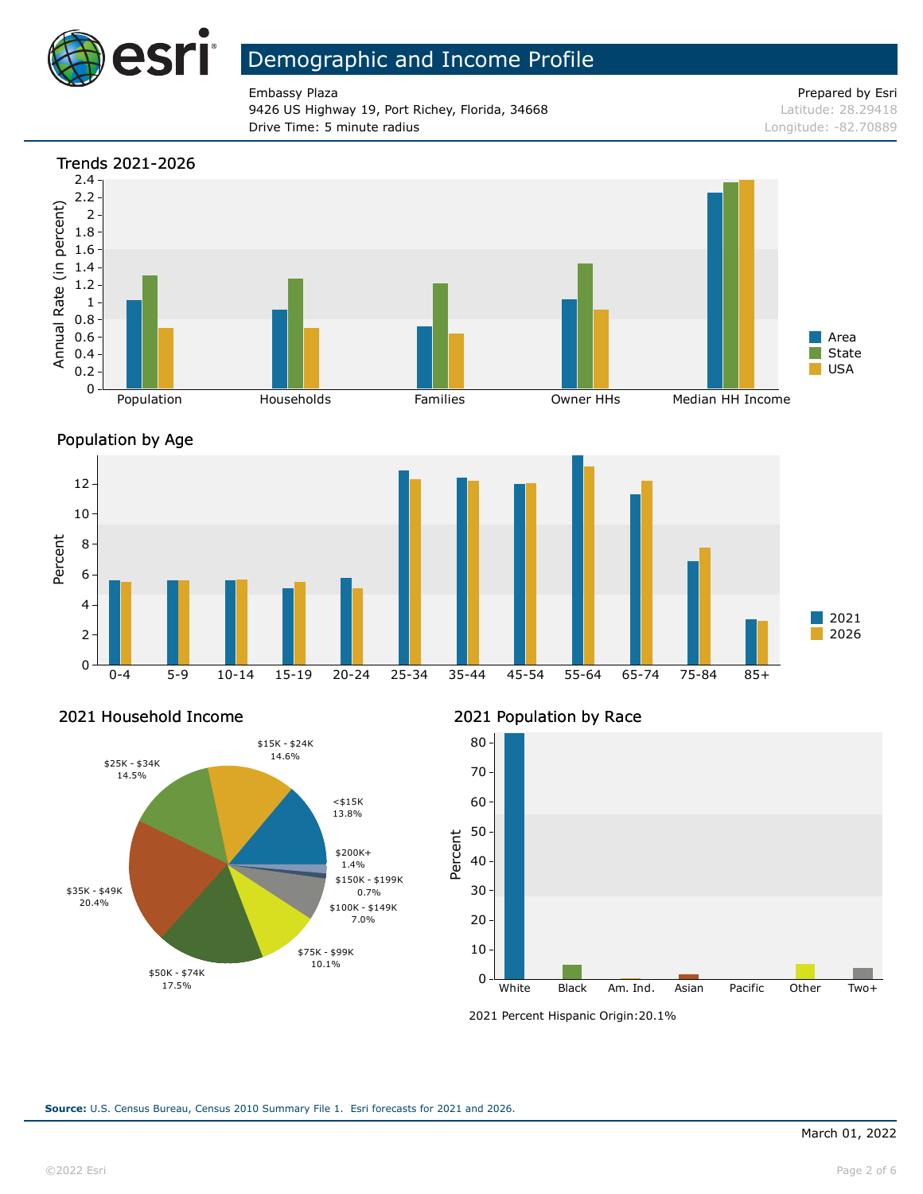# Demographic and Income Profile

Embassy Plaza
9426 US Highway 19, Port Richey, Florida, 34668
Drive Time: 5 minute radius

Prepared by Esri
Latitude: 28.29418
Longitude: -82.70889

## Trends 2021-2026

Annual Rate (in percent)

Population, Households, Families, Owner HHs, Median HH Income

Area, State, USA

## Population by Age

Percent

0-4, 5-9, 10-14, 15-19, 20-24, 25-34, 35-44, 45-54, 55-64, 65-74, 75-84, 85+

2021, 2026

## 2021 Household Income

| Income | Percent |
| --- | --- |
| <$15K | 13.8% |
| $15K - $24K | 14.6% |
| $25K - $34K | 14.5% |
| $35K - $49K | 20.4% |
| $50K - $74K | 17.5% |
| $75K - $99K | 10.1% |
| $100K - $149K | 7.0% |
| $150K - $199K | 0.7% |
| $200K+ | 1.4% |

## 2021 Population by Race

Percent

White, Black, Am. Ind., Asian, Pacific, Other, Two+

2021 Percent Hispanic Origin:20.1%

**Source:** U.S. Census Bureau, Census 2010 Summary File 1. Esri forecasts for 2021 and 2026.

March 01, 2022

©2022 Esri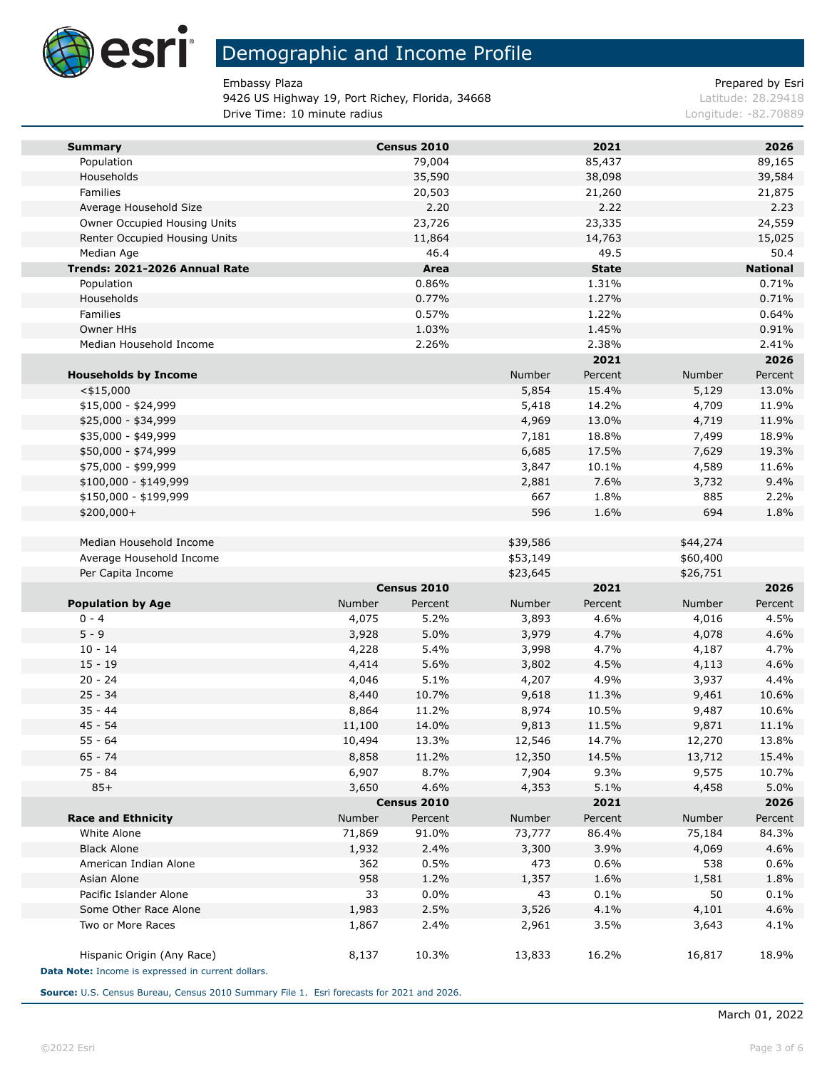# Demographic and Income Profile

Embassy Plaza
9426 US Highway 19, Port Richey, Florida, 34668
Drive Time: 10 minute radius

Prepared by Esri
Latitude: 28.29418
Longitude: -82.70889

| Summary | Census 2010 | 2021 | 2026 |
|---|---|---|---|
| Population | 79,004 | 85,437 | 89,165 |
| Households | 35,590 | 38,098 | 39,584 |
| Families | 20,503 | 21,260 | 21,875 |
| Average Household Size | 2.20 | 2.22 | 2.23 |
| Owner Occupied Housing Units | 23,726 | 23,335 | 24,559 |
| Renter Occupied Housing Units | 11,864 | 14,763 | 15,025 |
| Median Age | 46.4 | 49.5 | 50.4 |

| Trends: 2021-2026 Annual Rate | Area | State | National |
|---|---|---|---|
| Population | 0.86% | 1.31% | 0.71% |
| Households | 0.77% | 1.27% | 0.71% |
| Families | 0.57% | 1.22% | 0.64% |
| Owner HHs | 1.03% | 1.45% | 0.91% |
| Median Household Income | 2.26% | 2.38% | 2.41% |

| | 2021 | | 2026 | |
|---|---|---|---|---|
| Households by Income | Number | Percent | Number | Percent |
| <$15,000 | 5,854 | 15.4% | 5,129 | 13.0% |
| $15,000 - $24,999 | 5,418 | 14.2% | 4,709 | 11.9% |
| $25,000 - $34,999 | 4,969 | 13.0% | 4,719 | 11.9% |
| $35,000 - $49,999 | 7,181 | 18.8% | 7,499 | 18.9% |
| $50,000 - $74,999 | 6,685 | 17.5% | 7,629 | 19.3% |
| $75,000 - $99,999 | 3,847 | 10.1% | 4,589 | 11.6% |
| $100,000 - $149,999 | 2,881 | 7.6% | 3,732 | 9.4% |
| $150,000 - $199,999 | 667 | 1.8% | 885 | 2.2% |
| $200,000+ | 596 | 1.6% | 694 | 1.8% |
| | | | | |
| Median Household Income | $39,586 | | $44,274 | |
| Average Household Income | $53,149 | | $60,400 | |
| Per Capita Income | $23,645 | | $26,751 | |

| | Census 2010 | | 2021 | | 2026 | |
|---|---|---|---|---|---|---|
| Population by Age | Number | Percent | Number | Percent | Number | Percent |
| 0 - 4 | 4,075 | 5.2% | 3,893 | 4.6% | 4,016 | 4.5% |
| 5 - 9 | 3,928 | 5.0% | 3,979 | 4.7% | 4,078 | 4.6% |
| 10 - 14 | 4,228 | 5.4% | 3,998 | 4.7% | 4,187 | 4.7% |
| 15 - 19 | 4,414 | 5.6% | 3,802 | 4.5% | 4,113 | 4.6% |
| 20 - 24 | 4,046 | 5.1% | 4,207 | 4.9% | 3,937 | 4.4% |
| 25 - 34 | 8,440 | 10.7% | 9,618 | 11.3% | 9,461 | 10.6% |
| 35 - 44 | 8,864 | 11.2% | 8,974 | 10.5% | 9,487 | 10.6% |
| 45 - 54 | 11,100 | 14.0% | 9,813 | 11.5% | 9,871 | 11.1% |
| 55 - 64 | 10,494 | 13.3% | 12,546 | 14.7% | 12,270 | 13.8% |
| 65 - 74 | 8,858 | 11.2% | 12,350 | 14.5% | 13,712 | 15.4% |
| 75 - 84 | 6,907 | 8.7% | 7,904 | 9.3% | 9,575 | 10.7% |
| 85+ | 3,650 | 4.6% | 4,353 | 5.1% | 4,458 | 5.0% |

| | Census 2010 | | 2021 | | 2026 | |
|---|---|---|---|---|---|---|
| Race and Ethnicity | Number | Percent | Number | Percent | Number | Percent |
| White Alone | 71,869 | 91.0% | 73,777 | 86.4% | 75,184 | 84.3% |
| Black Alone | 1,932 | 2.4% | 3,300 | 3.9% | 4,069 | 4.6% |
| American Indian Alone | 362 | 0.5% | 473 | 0.6% | 538 | 0.6% |
| Asian Alone | 958 | 1.2% | 1,357 | 1.6% | 1,581 | 1.8% |
| Pacific Islander Alone | 33 | 0.0% | 43 | 0.1% | 50 | 0.1% |
| Some Other Race Alone | 1,983 | 2.5% | 3,526 | 4.1% | 4,101 | 4.6% |
| Two or More Races | 1,867 | 2.4% | 2,961 | 3.5% | 3,643 | 4.1% |
| | | | | | | |
| Hispanic Origin (Any Race) | 8,137 | 10.3% | 13,833 | 16.2% | 16,817 | 18.9% |

**Data Note:** Income is expressed in current dollars.

**Source:** U.S. Census Bureau, Census 2010 Summary File 1. Esri forecasts for 2021 and 2026.

March 01, 2022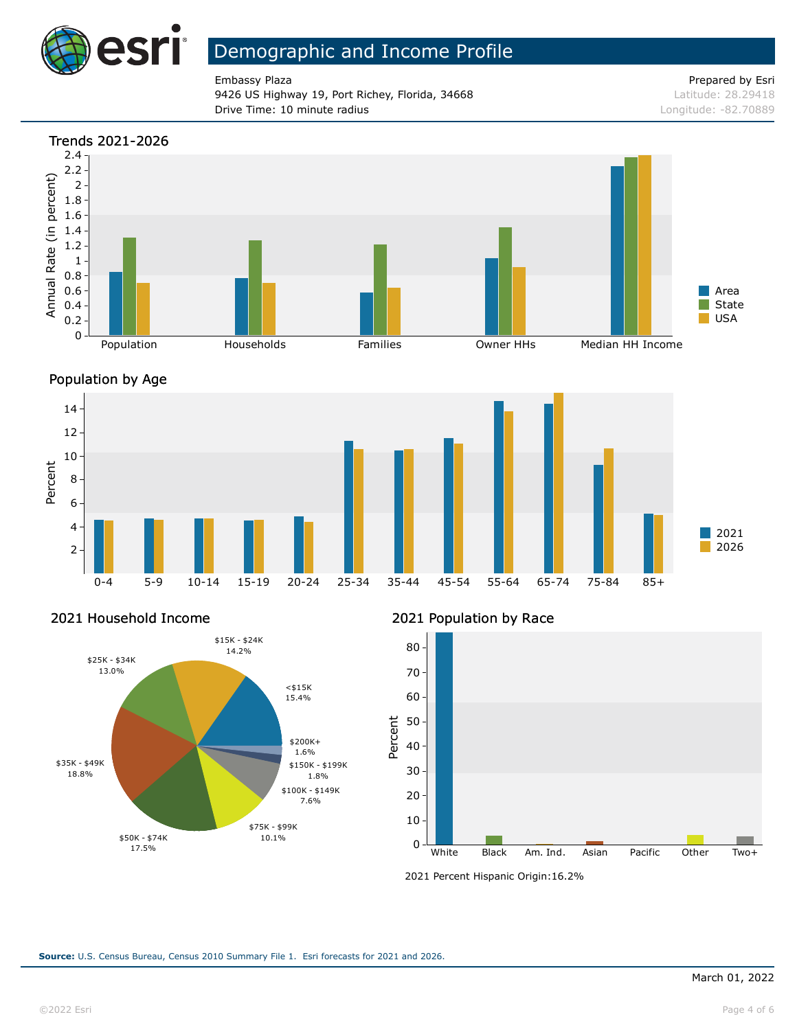# Demographic and Income Profile

Embassy Plaza
9426 US Highway 19, Port Richey, Florida, 34668
Drive Time: 10 minute radius

Prepared by Esri
Latitude: 28.29418
Longitude: -82.70889

## Trends 2021-2026

Annual Rate (in percent)

Population | Households | Families | Owner HHs | Median HH Income

Area | State | USA

## Population by Age

Percent

0-4 | 5-9 | 10-14 | 15-19 | 20-24 | 25-34 | 35-44 | 45-54 | 55-64 | 65-74 | 75-84 | 85+

2021 | 2026

## 2021 Household Income

| Income | Percent |
|---|---|
| <$15K | 15.4% |
| $15K - $24K | 14.2% |
| $25K - $34K | 13.0% |
| $35K - $49K | 18.8% |
| $50K - $74K | 17.5% |
| $75K - $99K | 10.1% |
| $100K - $149K | 7.6% |
| $150K - $199K | 1.8% |
| $200K+ | 1.6% |

## 2021 Population by Race

Percent

White | Black | Am. Ind. | Asian | Pacific | Other | Two+

2021 Percent Hispanic Origin:16.2%

**Source:** U.S. Census Bureau, Census 2010 Summary File 1. Esri forecasts for 2021 and 2026.

March 01, 2022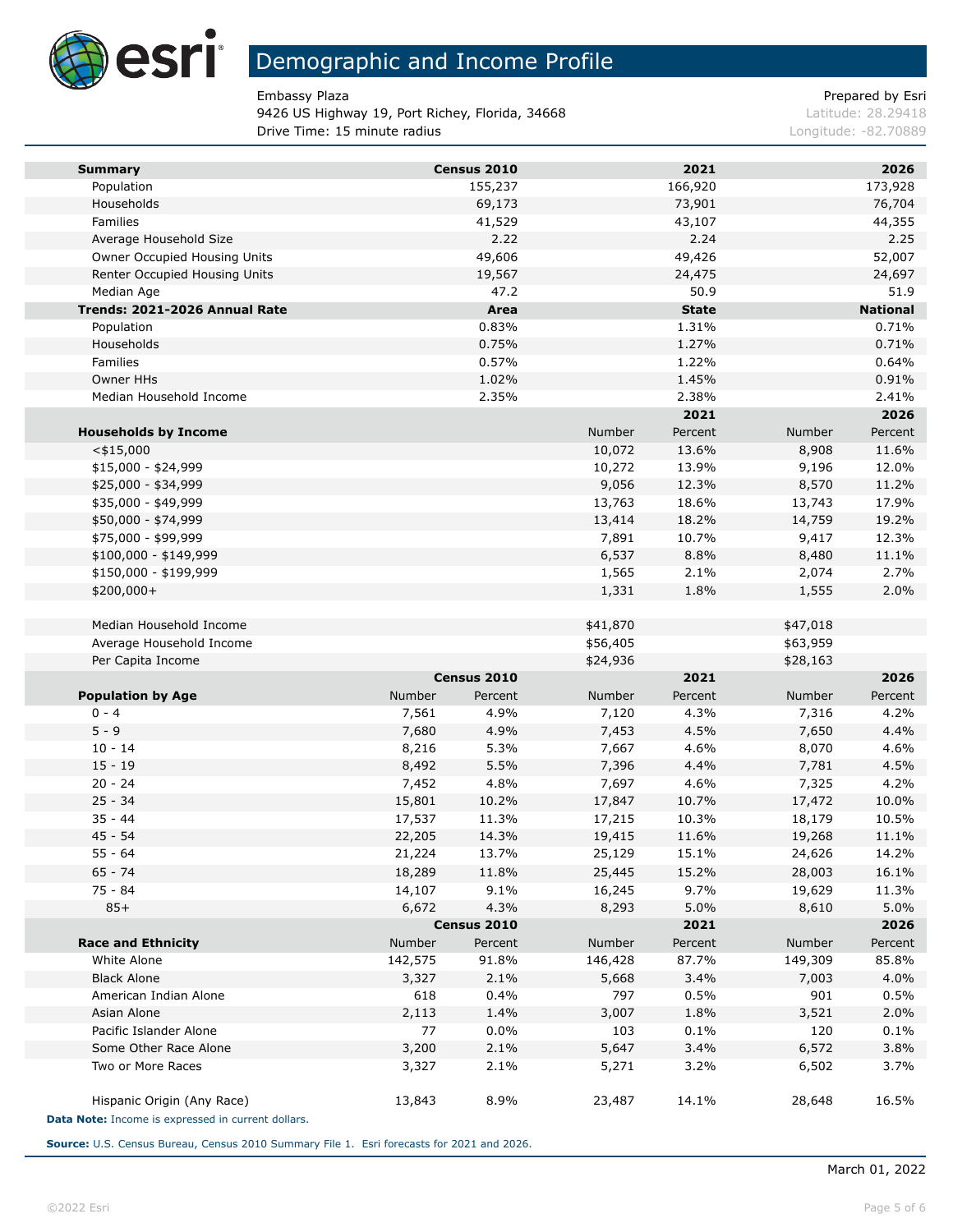# Demographic and Income Profile

Embassy Plaza
9426 US Highway 19, Port Richey, Florida, 34668
Drive Time: 15 minute radius

Prepared by Esri
Latitude: 28.29418
Longitude: -82.70889

| Summary | Census 2010 | 2021 | 2026 |
|---|---|---|---|
| Population | 155,237 | 166,920 | 173,928 |
| Households | 69,173 | 73,901 | 76,704 |
| Families | 41,529 | 43,107 | 44,355 |
| Average Household Size | 2.22 | 2.24 | 2.25 |
| Owner Occupied Housing Units | 49,606 | 49,426 | 52,007 |
| Renter Occupied Housing Units | 19,567 | 24,475 | 24,697 |
| Median Age | 47.2 | 50.9 | 51.9 |

| Trends: 2021-2026 Annual Rate | Area | State | National |
|---|---|---|---|
| Population | 0.83% | 1.31% | 0.71% |
| Households | 0.75% | 1.27% | 0.71% |
| Families | 0.57% | 1.22% | 0.64% |
| Owner HHs | 1.02% | 1.45% | 0.91% |
| Median Household Income | 2.35% | 2.38% | 2.41% |

| | 2021 | | 2026 | |
|---|---|---|---|---|
| Households by Income | Number | Percent | Number | Percent |
| <$15,000 | 10,072 | 13.6% | 8,908 | 11.6% |
| $15,000 - $24,999 | 10,272 | 13.9% | 9,196 | 12.0% |
| $25,000 - $34,999 | 9,056 | 12.3% | 8,570 | 11.2% |
| $35,000 - $49,999 | 13,763 | 18.6% | 13,743 | 17.9% |
| $50,000 - $74,999 | 13,414 | 18.2% | 14,759 | 19.2% |
| $75,000 - $99,999 | 7,891 | 10.7% | 9,417 | 12.3% |
| $100,000 - $149,999 | 6,537 | 8.8% | 8,480 | 11.1% |
| $150,000 - $199,999 | 1,565 | 2.1% | 2,074 | 2.7% |
| $200,000+ | 1,331 | 1.8% | 1,555 | 2.0% |
| | | | | |
| Median Household Income | $41,870 | | $47,018 | |
| Average Household Income | $56,405 | | $63,959 | |
| Per Capita Income | $24,936 | | $28,163 | |

| | Census 2010 | | 2021 | | 2026 | |
|---|---|---|---|---|---|---|
| Population by Age | Number | Percent | Number | Percent | Number | Percent |
| 0 - 4 | 7,561 | 4.9% | 7,120 | 4.3% | 7,316 | 4.2% |
| 5 - 9 | 7,680 | 4.9% | 7,453 | 4.5% | 7,650 | 4.4% |
| 10 - 14 | 8,216 | 5.3% | 7,667 | 4.6% | 8,070 | 4.6% |
| 15 - 19 | 8,492 | 5.5% | 7,396 | 4.4% | 7,781 | 4.5% |
| 20 - 24 | 7,452 | 4.8% | 7,697 | 4.6% | 7,325 | 4.2% |
| 25 - 34 | 15,801 | 10.2% | 17,847 | 10.7% | 17,472 | 10.0% |
| 35 - 44 | 17,537 | 11.3% | 17,215 | 10.3% | 18,179 | 10.5% |
| 45 - 54 | 22,205 | 14.3% | 19,415 | 11.6% | 19,268 | 11.1% |
| 55 - 64 | 21,224 | 13.7% | 25,129 | 15.1% | 24,626 | 14.2% |
| 65 - 74 | 18,289 | 11.8% | 25,445 | 15.2% | 28,003 | 16.1% |
| 75 - 84 | 14,107 | 9.1% | 16,245 | 9.7% | 19,629 | 11.3% |
| 85+ | 6,672 | 4.3% | 8,293 | 5.0% | 8,610 | 5.0% |

| | Census 2010 | | 2021 | | 2026 | |
|---|---|---|---|---|---|---|
| Race and Ethnicity | Number | Percent | Number | Percent | Number | Percent |
| White Alone | 142,575 | 91.8% | 146,428 | 87.7% | 149,309 | 85.8% |
| Black Alone | 3,327 | 2.1% | 5,668 | 3.4% | 7,003 | 4.0% |
| American Indian Alone | 618 | 0.4% | 797 | 0.5% | 901 | 0.5% |
| Asian Alone | 2,113 | 1.4% | 3,007 | 1.8% | 3,521 | 2.0% |
| Pacific Islander Alone | 77 | 0.0% | 103 | 0.1% | 120 | 0.1% |
| Some Other Race Alone | 3,200 | 2.1% | 5,647 | 3.4% | 6,572 | 3.8% |
| Two or More Races | 3,327 | 2.1% | 5,271 | 3.2% | 6,502 | 3.7% |
| | | | | | | |
| Hispanic Origin (Any Race) | 13,843 | 8.9% | 23,487 | 14.1% | 28,648 | 16.5% |

**Data Note:** Income is expressed in current dollars.

**Source:** U.S. Census Bureau, Census 2010 Summary File 1. Esri forecasts for 2021 and 2026.

March 01, 2022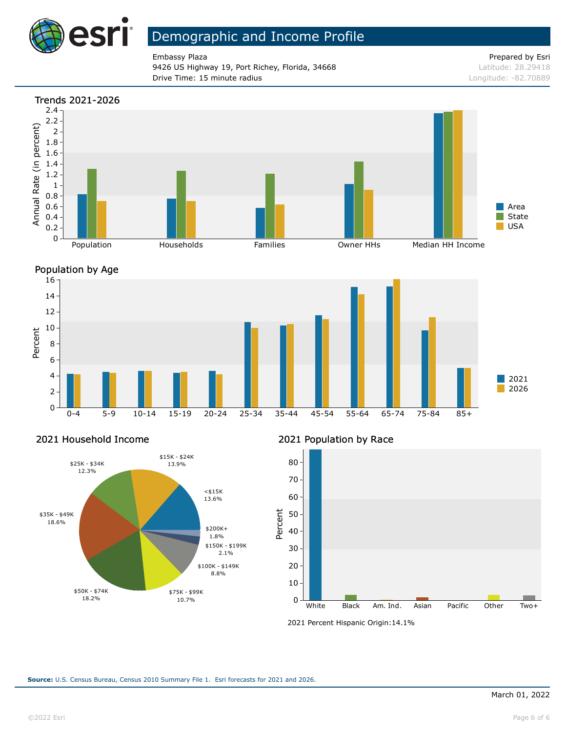# Demographic and Income Profile

Embassy Plaza
9426 US Highway 19, Port Richey, Florida, 34668
Drive Time: 15 minute radius

Prepared by Esri
Latitude: 28.29418
Longitude: -82.70889

## Trends 2021-2026

Annual Rate (in percent)

2.4
2.2
2
1.8
1.6
1.4
1.2
1
0.8
0.6
0.4
0.2
0

Population
Households
Families
Owner HHs
Median HH Income

Area
State
USA

## Population by Age

Percent

16
14
12
10
8
6
4
2
0

0-4
5-9
10-14
15-19
20-24
25-34
35-44
45-54
55-64
65-74
75-84
85+

2021
2026

## 2021 Household Income

$15K - $24K
13.9%

$25K - $34K
12.3%

<$15K
13.6%

$35K - $49K
18.6%

$200K+
1.8%

$150K - $199K
2.1%

$100K - $149K
8.8%

$50K - $74K
18.2%

$75K - $99K
10.7%

## 2021 Population by Race

Percent

80
70
60
50
40
30
20
10
0

White
Black
Am. Ind.
Asian
Pacific
Other
Two+

2021 Percent Hispanic Origin:14.1%

**Source:** U.S. Census Bureau, Census 2010 Summary File 1. Esri forecasts for 2021 and 2026.

March 01, 2022

©2022 Esri